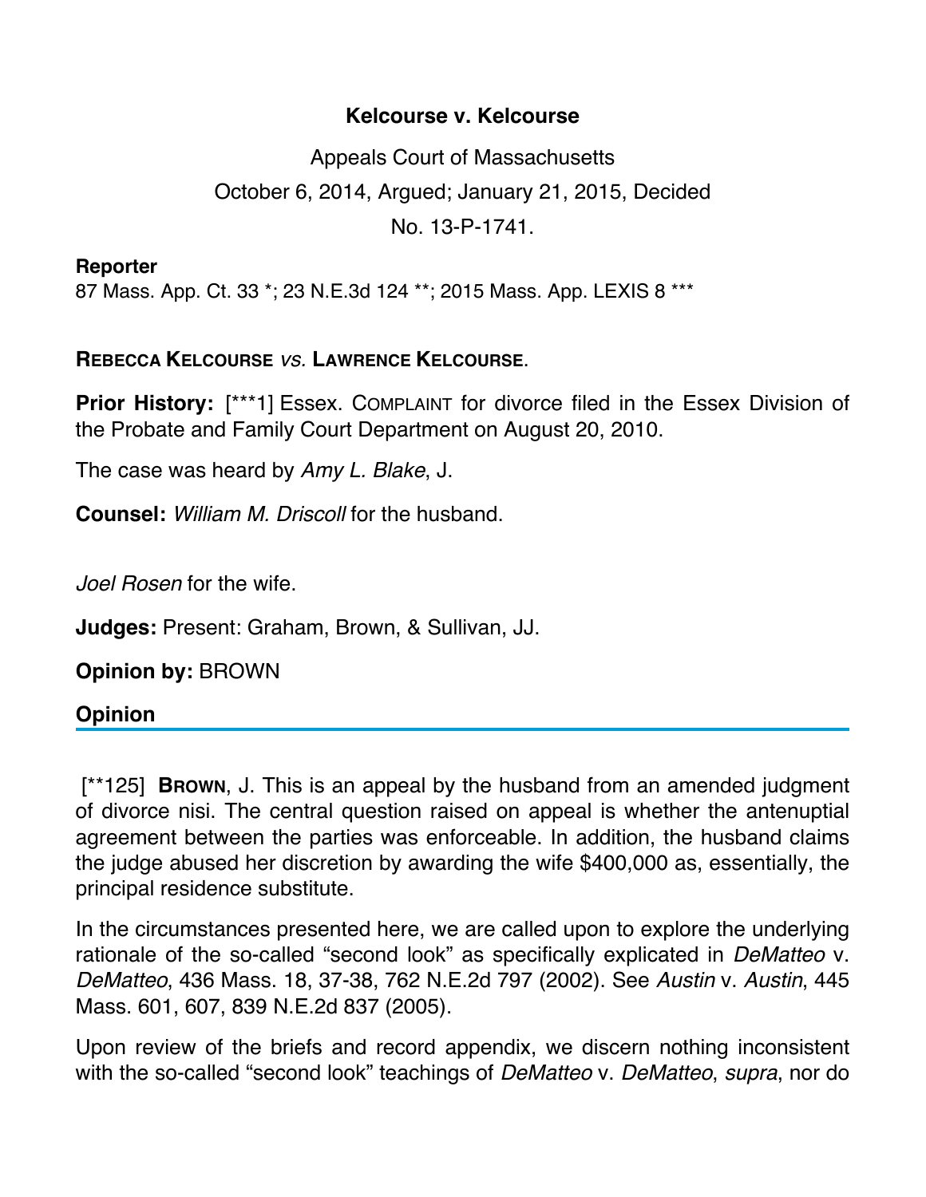# Kelcourse v. Kelcourse

Appeals Court of Massachusetts

October 6, 2014, Argued; January 21, 2015, Decided

No. 13-P-1741.

**Reporter**

87 Mass. App. Ct. 33 *; 23 N.E.3d 124 **; 2015 Mass. App. LEXIS 8 ***

**REBECCA KELCOURSE** *vs.* **LAWRENCE KELCOURSE**.

**Prior History:** [***1] Essex. COMPLAINT for divorce filed in the Essex Division of the Probate and Family Court Department on August 20, 2010.

The case was heard by *Amy L. Blake*, J.

**Counsel:** *William M. Driscoll* for the husband.

*Joel Rosen* for the wife.

**Judges:** Present: Graham, Brown, & Sullivan, JJ.

**Opinion by:** BROWN

## Opinion

[**125] **BROWN**, J. This is an appeal by the husband from an amended judgment of divorce nisi. The central question raised on appeal is whether the antenuptial agreement between the parties was enforceable. In addition, the husband claims the judge abused her discretion by awarding the wife $400,000 as, essentially, the principal residence substitute.

In the circumstances presented here, we are called upon to explore the underlying rationale of the so-called "second look" as specifically explicated in *DeMatteo* v. *DeMatteo*, 436 Mass. 18, 37-38, 762 N.E.2d 797 (2002). See *Austin* v. *Austin*, 445 Mass. 601, 607, 839 N.E.2d 837 (2005).

Upon review of the briefs and record appendix, we discern nothing inconsistent with the so-called "second look" teachings of *DeMatteo* v. *DeMatteo*, *supra*, nor do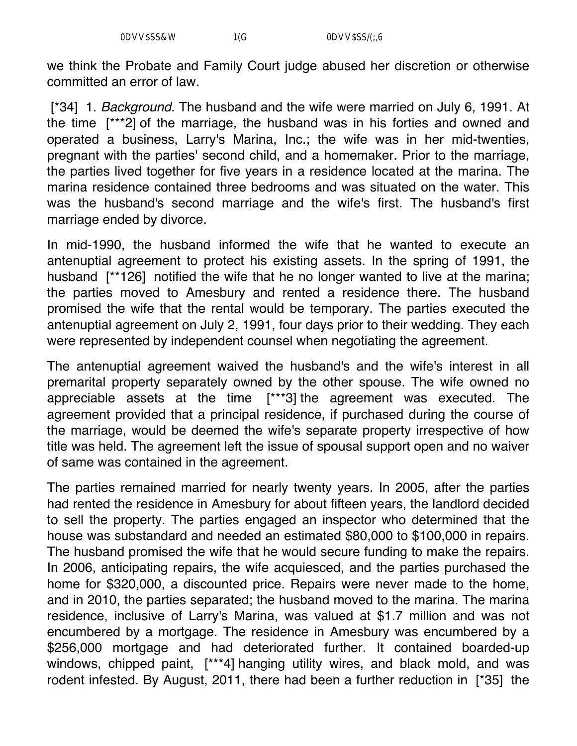we think the Probate and Family Court judge abused her discretion or otherwise committed an error of law.

[*34] 1. *Background*. The husband and the wife were married on July 6, 1991. At the time [***2] of the marriage, the husband was in his forties and owned and operated a business, Larry's Marina, Inc.; the wife was in her mid-twenties, pregnant with the parties' second child, and a homemaker. Prior to the marriage, the parties lived together for five years in a residence located at the marina. The marina residence contained three bedrooms and was situated on the water. This was the husband's second marriage and the wife's first. The husband's first marriage ended by divorce.

In mid-1990, the husband informed the wife that he wanted to execute an antenuptial agreement to protect his existing assets. In the spring of 1991, the husband [**126] notified the wife that he no longer wanted to live at the marina; the parties moved to Amesbury and rented a residence there. The husband promised the wife that the rental would be temporary. The parties executed the antenuptial agreement on July 2, 1991, four days prior to their wedding. They each were represented by independent counsel when negotiating the agreement.

The antenuptial agreement waived the husband's and the wife's interest in all premarital property separately owned by the other spouse. The wife owned no appreciable assets at the time [***3] the agreement was executed. The agreement provided that a principal residence, if purchased during the course of the marriage, would be deemed the wife's separate property irrespective of how title was held. The agreement left the issue of spousal support open and no waiver of same was contained in the agreement.

The parties remained married for nearly twenty years. In 2005, after the parties had rented the residence in Amesbury for about fifteen years, the landlord decided to sell the property. The parties engaged an inspector who determined that the house was substandard and needed an estimated $80,000 to $100,000 in repairs. The husband promised the wife that he would secure funding to make the repairs. In 2006, anticipating repairs, the wife acquiesced, and the parties purchased the home for $320,000, a discounted price. Repairs were never made to the home, and in 2010, the parties separated; the husband moved to the marina. The marina residence, inclusive of Larry's Marina, was valued at $1.7 million and was not encumbered by a mortgage. The residence in Amesbury was encumbered by a $256,000 mortgage and had deteriorated further. It contained boarded-up windows, chipped paint, [***4] hanging utility wires, and black mold, and was rodent infested. By August, 2011, there had been a further reduction in [*35] the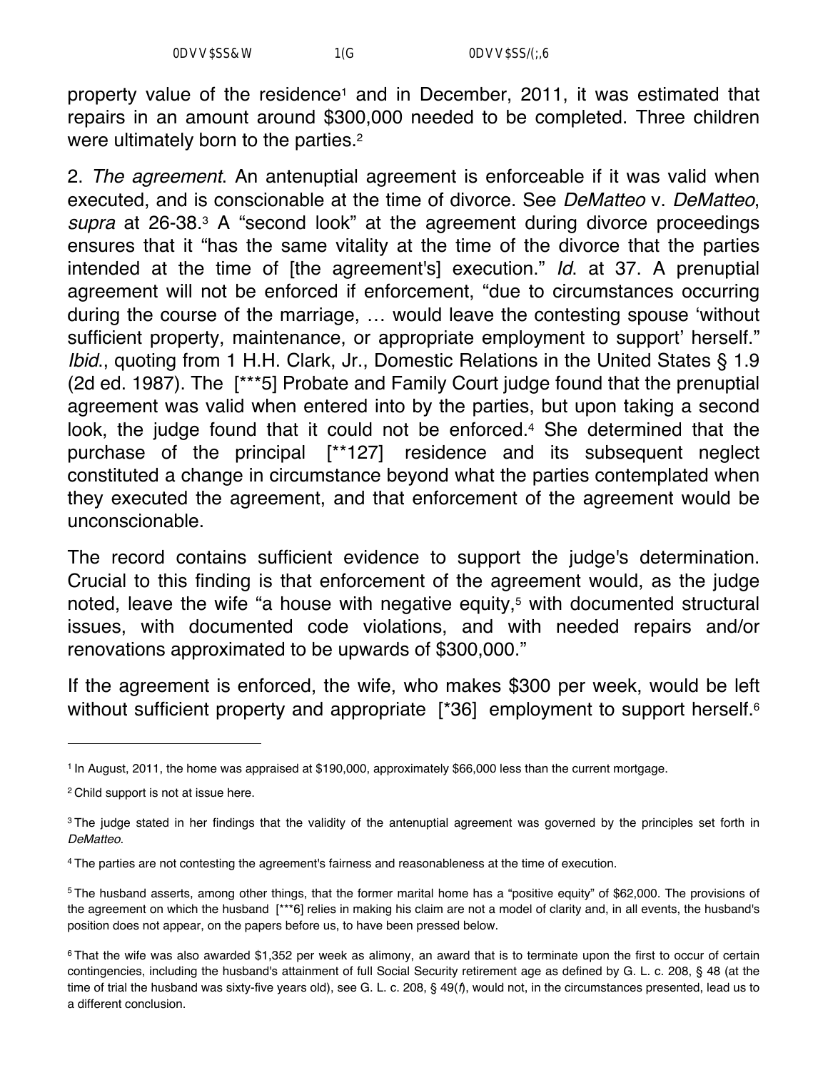property value of the residence[1] and in December, 2011, it was estimated that repairs in an amount around $300,000 needed to be completed. Three children were ultimately born to the parties.[2]

2. *The agreement*. An antenuptial agreement is enforceable if it was valid when executed, and is conscionable at the time of divorce. See *DeMatteo* v. *DeMatteo*, *supra* at 26-38.[3] A "second look" at the agreement during divorce proceedings ensures that it "has the same vitality at the time of the divorce that the parties intended at the time of [the agreement's] execution." *Id*. at 37. A prenuptial agreement will not be enforced if enforcement, "due to circumstances occurring during the course of the marriage, … would leave the contesting spouse 'without sufficient property, maintenance, or appropriate employment to support' herself." *Ibid*., quoting from 1 H.H. Clark, Jr., Domestic Relations in the United States § 1.9 (2d ed. 1987). The [***5] Probate and Family Court judge found that the prenuptial agreement was valid when entered into by the parties, but upon taking a second look, the judge found that it could not be enforced.[4] She determined that the purchase of the principal [**127] residence and its subsequent neglect constituted a change in circumstance beyond what the parties contemplated when they executed the agreement, and that enforcement of the agreement would be unconscionable.

The record contains sufficient evidence to support the judge's determination. Crucial to this finding is that enforcement of the agreement would, as the judge noted, leave the wife "a house with negative equity,[5] with documented structural issues, with documented code violations, and with needed repairs and/or renovations approximated to be upwards of $300,000."

If the agreement is enforced, the wife, who makes $300 per week, would be left without sufficient property and appropriate [*36] employment to support herself.[6]

---

[1] In August, 2011, the home was appraised at $190,000, approximately $66,000 less than the current mortgage.

[2] Child support is not at issue here.

[3] The judge stated in her findings that the validity of the antenuptial agreement was governed by the principles set forth in *DeMatteo*.

[4] The parties are not contesting the agreement's fairness and reasonableness at the time of execution.

[5] The husband asserts, among other things, that the former marital home has a "positive equity" of $62,000. The provisions of the agreement on which the husband [***6] relies in making his claim are not a model of clarity and, in all events, the husband's position does not appear, on the papers before us, to have been pressed below.

[6] That the wife was also awarded $1,352 per week as alimony, an award that is to terminate upon the first to occur of certain contingencies, including the husband's attainment of full Social Security retirement age as defined by G. L. c. 208, § 48 (at the time of trial the husband was sixty-five years old), see G. L. c. 208, § 49(*f*), would not, in the circumstances presented, lead us to a different conclusion.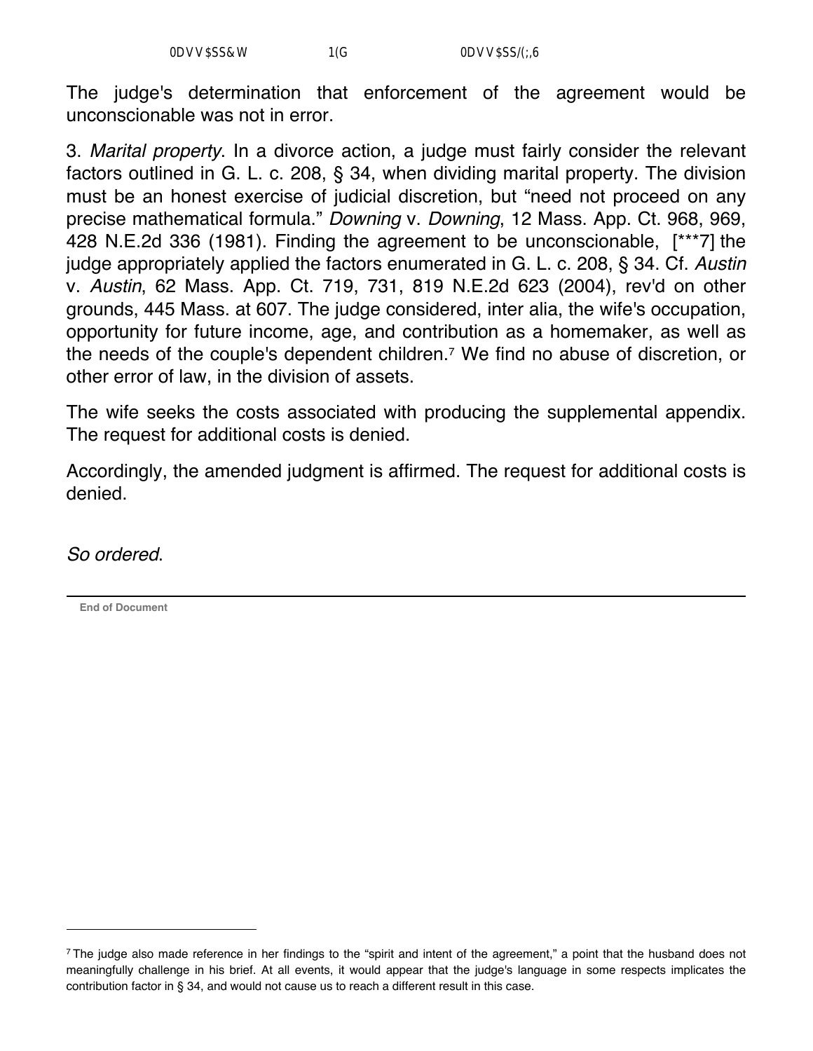The judge's determination that enforcement of the agreement would be unconscionable was not in error.

3. *Marital property*. In a divorce action, a judge must fairly consider the relevant factors outlined in G. L. c. 208, § 34, when dividing marital property. The division must be an honest exercise of judicial discretion, but "need not proceed on any precise mathematical formula." *Downing* v. *Downing*, 12 Mass. App. Ct. 968, 969, 428 N.E.2d 336 (1981). Finding the agreement to be unconscionable, [***7] the judge appropriately applied the factors enumerated in G. L. c. 208, § 34. Cf. *Austin* v. *Austin*, 62 Mass. App. Ct. 719, 731, 819 N.E.2d 623 (2004), rev'd on other grounds, 445 Mass. at 607. The judge considered, inter alia, the wife's occupation, opportunity for future income, age, and contribution as a homemaker, as well as the needs of the couple's dependent children.[7] We find no abuse of discretion, or other error of law, in the division of assets.

The wife seeks the costs associated with producing the supplemental appendix. The request for additional costs is denied.

Accordingly, the amended judgment is affirmed. The request for additional costs is denied.

*So ordered*.

---

End of Document

[7] The judge also made reference in her findings to the "spirit and intent of the agreement," a point that the husband does not meaningfully challenge in his brief. At all events, it would appear that the judge's language in some respects implicates the contribution factor in § 34, and would not cause us to reach a different result in this case.